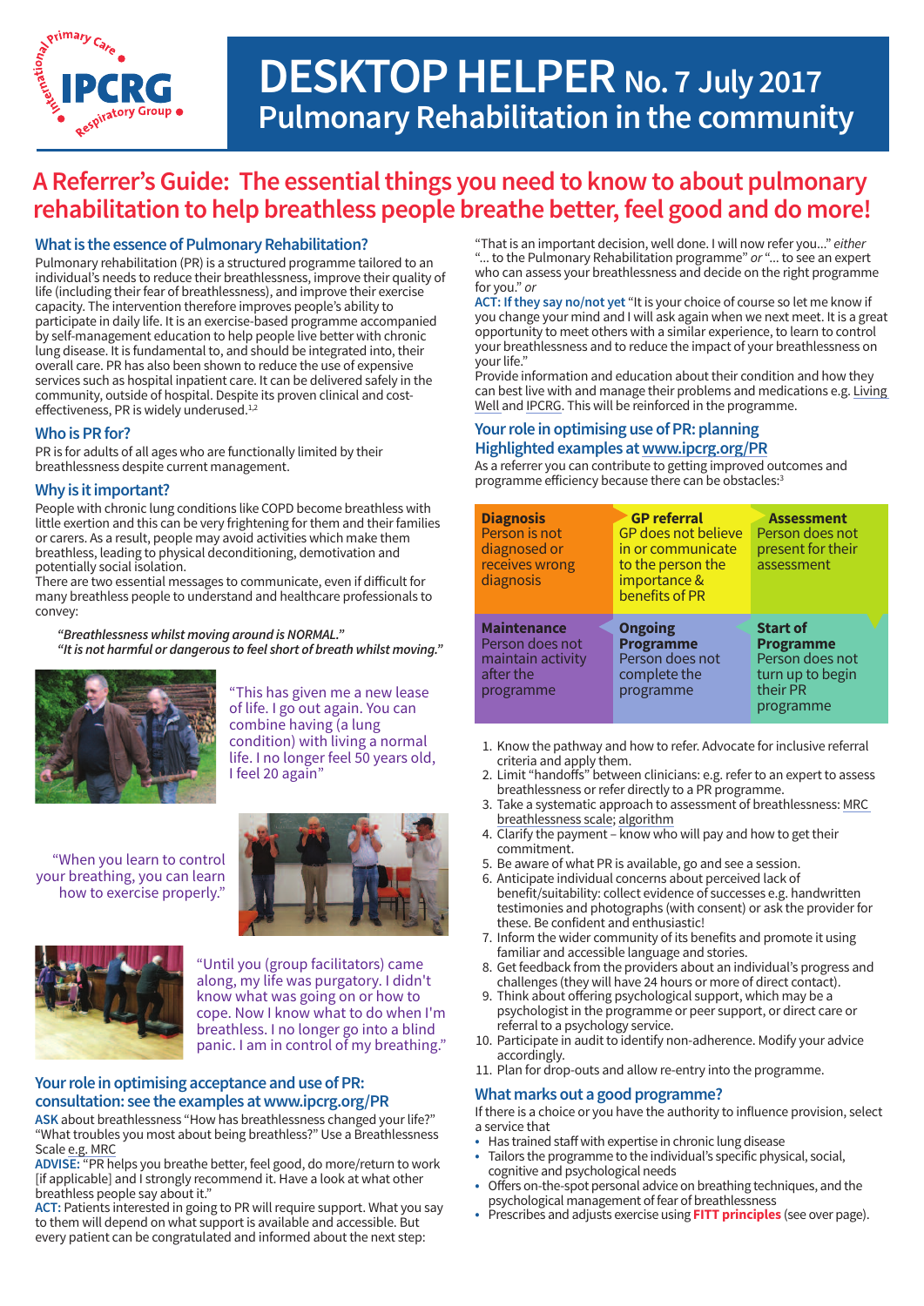# DESKTOP HELPER No. 7 July 2017
## Pulmonary Rehabilitation in the community

# A Referrer's Guide: The essential things you need to know to about pulmonary rehabilitation to help breathless people breathe better, feel good and do more!

### What is the essence of Pulmonary Rehabilitation?

Pulmonary rehabilitation (PR) is a structured programme tailored to an individual's needs to reduce their breathlessness, improve their quality of life (including their fear of breathlessness), and improve their exercise capacity. The intervention therefore improves people's ability to participate in daily life. It is an exercise-based programme accompanied by self-management education to help people live better with chronic lung disease. It is fundamental to, and should be integrated into, their overall care. PR has also been shown to reduce the use of expensive services such as hospital inpatient care. It can be delivered safely in the community, outside of hospital. Despite its proven clinical and cost-effectiveness, PR is widely underused.[1,2]

### Who is PR for?

PR is for adults of all ages who are functionally limited by their breathlessness despite current management.

### Why is it important?

People with chronic lung conditions like COPD become breathless with little exertion and this can be very frightening for them and their families or carers. As a result, people may avoid activities which make them breathless, leading to physical deconditioning, demotivation and potentially social isolation.

There are two essential messages to communicate, even if difficult for many breathless people to understand and healthcare professionals to convey:

> *"Breathlessness whilst moving around is NORMAL."*
> *"It is not harmful or dangerous to feel short of breath whilst moving."*

"This has given me a new lease of life. I go out again. You can combine having (a lung condition) with living a normal life. I no longer feel 50 years old, I feel 20 again"

"When you learn to control your breathing, you can learn how to exercise properly."

"Until you (group facilitators) came along, my life was purgatory. I didn't know what was going on or how to cope. Now I know what to do when I'm breathless. I no longer go into a blind panic. I am in control of my breathing."

### Your role in optimising acceptance and use of PR: consultation: see the examples at www.ipcrg.org/PR

**ASK** about breathlessness "How has breathlessness changed your life?" "What troubles you most about being breathless?" Use a Breathlessness Scale e.g. MRC

**ADVISE:** "PR helps you breathe better, feel good, do more/return to work [if applicable] and I strongly recommend it. Have a look at what other breathless people say about it."

**ACT:** Patients interested in going to PR will require support. What you say to them will depend on what support is available and accessible. But every patient can be congratulated and informed about the next step:

"That is an important decision, well done. I will now refer you..." *either* "... to the Pulmonary Rehabilitation programme" *or* "... to see an expert who can assess your breathlessness and decide on the right programme for you." *or*

**ACT: If they say no/not yet** "It is your choice of course so let me know if you change your mind and I will ask again when we next meet. It is a great opportunity to meet others with a similar experience, to learn to control your breathlessness and to reduce the impact of your breathlessness on your life."

Provide information and education about their condition and how they can best live with and manage their problems and medications e.g. Living Well and IPCRG. This will be reinforced in the programme.

### Your role in optimising use of PR: planning Highlighted examples at www.ipcrg.org/PR

As a referrer you can contribute to getting improved outcomes and programme efficiency because there can be obstacles:[3]

| **Diagnosis** | **GP referral** | **Assessment** |
|---|---|---|
| Person is not diagnosed or receives wrong diagnosis | GP does not believe in or communicate to the person the importance & benefits of PR | Person does not present for their assessment |
| **Maintenance** | **Ongoing Programme** | **Start of Programme** |
| Person does not maintain activity after the programme | Person does not complete the programme | Person does not turn up to begin their PR programme |

1. Know the pathway and how to refer. Advocate for inclusive referral criteria and apply them.
2. Limit "handoffs" between clinicians: e.g. refer to an expert to assess breathlessness or refer directly to a PR programme.
3. Take a systematic approach to assessment of breathlessness: MRC breathlessness scale; algorithm
4. Clarify the payment – know who will pay and how to get their commitment.
5. Be aware of what PR is available, go and see a session.
6. Anticipate individual concerns about perceived lack of benefit/suitability: collect evidence of successes e.g. handwritten testimonies and photographs (with consent) or ask the provider for these. Be confident and enthusiastic!
7. Inform the wider community of its benefits and promote it using familiar and accessible language and stories.
8. Get feedback from the providers about an individual's progress and challenges (they will have 24 hours or more of direct contact).
9. Think about offering psychological support, which may be a psychologist in the programme or peer support, or direct care or referral to a psychology service.
10. Participate in audit to identify non-adherence. Modify your advice accordingly.
11. Plan for drop-outs and allow re-entry into the programme.

### What marks out a good programme?

If there is a choice or you have the authority to influence provision, select a service that

- Has trained staff with expertise in chronic lung disease
- Tailors the programme to the individual's specific physical, social, cognitive and psychological needs
- Offers on-the-spot personal advice on breathing techniques, and the psychological management of fear of breathlessness
- Prescribes and adjusts exercise using **FITT principles** (see over page).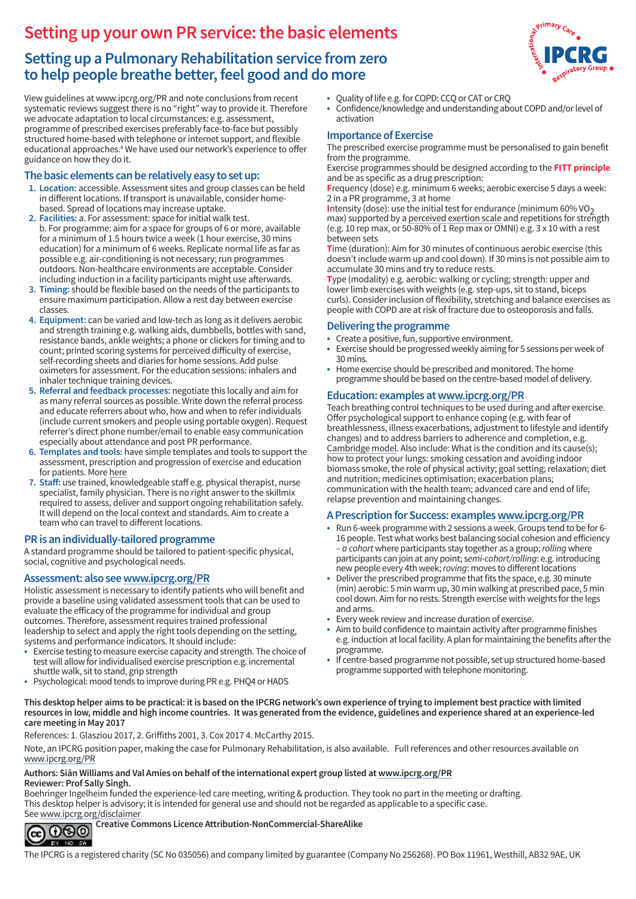# Setting up your own PR service: the basic elements

## Setting up a Pulmonary Rehabilitation service from zero to help people breathe better, feel good and do more

View guidelines at www.ipcrg.org/PR and note conclusions from recent systematic reviews suggest there is no "right" way to provide it. Therefore we advocate adaptation to local circumstances: e.g. assessment, programme of prescribed exercises preferably face-to-face but possibly structured home-based with telephone or internet support, and flexible educational approaches.[4] We have used our network's experience to offer guidance on how they do it.

### The basic elements can be relatively easy to set up:

1. **Location:** accessible. Assessment sites and group classes can be held in different locations. If transport is unavailable, consider home-based. Spread of locations may increase uptake.
2. **Facilities:** a. For assessment: space for initial walk test. b. For programme: aim for a space for groups of 6 or more, available for a minimum of 1.5 hours twice a week (1 hour exercise, 30 mins education) for a minimum of 6 weeks. Replicate normal life as far as possible e.g. air-conditioning is not necessary; run programmes outdoors. Non-healthcare environments are acceptable. Consider including induction in a facility participants might use afterwards.
3. **Timing:** should be flexible based on the needs of the participants to ensure maximum participation. Allow a rest day between exercise classes.
4. **Equipment:** can be varied and low-tech as long as it delivers aerobic and strength training e.g. walking aids, dumbbells, bottles with sand, resistance bands, ankle weights; a phone or clickers for timing and to count; printed scoring systems for perceived difficulty of exercise, self-recording sheets and diaries for home sessions. Add pulse oximeters for assessment. For the education sessions: inhalers and inhaler technique training devices.
5. **Referral and feedback processes:** negotiate this locally and aim for as many referral sources as possible. Write down the referral process and educate referrers about who, how and when to refer individuals (include current smokers and people using portable oxygen). Request referrer's direct phone number/email to enable easy communication especially about attendance and post PR performance.
6. **Templates and tools:** have simple templates and tools to support the assessment, prescription and progression of exercise and education for patients. More here
7. **Staff:** use trained, knowledgeable staff e.g. physical therapist, nurse specialist, family physician. There is no right answer to the skillmix required to assess, deliver and support ongoing rehabilitation safely. It will depend on the local context and standards. Aim to create a team who can travel to different locations.

### PR is an individually-tailored programme

A standard programme should be tailored to patient-specific physical, social, cognitive and psychological needs.

### Assessment: also see www.ipcrg.org/PR

Holistic assessment is necessary to identify patients who will benefit and provide a baseline using validated assessment tools that can be used to evaluate the efficacy of the programme for individual and group outcomes. Therefore, assessment requires trained professional leadership to select and apply the right tools depending on the setting, systems and performance indicators. It should include:

- Exercise testing to measure exercise capacity and strength. The choice of test will allow for individualised exercise prescription e.g. incremental shuttle walk, sit to stand, grip strength
- Psychological: mood tends to improve during PR e.g. PHQ4 or HADS
- Quality of life e.g. for COPD: CCQ or CAT or CRQ
- Confidence/knowledge and understanding about COPD and/or level of activation

### Importance of Exercise

The prescribed exercise programme must be personalised to gain benefit from the programme.

Exercise programmes should be designed according to the **FITT principle** and be as specific as a drug prescription:

**F**requency (dose) e.g. minimum 6 weeks; aerobic exercise 5 days a week: 2 in a PR programme, 3 at home

**I**ntensity (dose): use the initial test for endurance (minimum 60% $VO_2$ max) supported by a perceived exertion scale and repetitions for strength (e.g. 10 rep max, or 50-80% of 1 Rep max or OMNI) e.g. 3 x 10 with a rest between sets

**T**ime (duration): Aim for 30 minutes of continuous aerobic exercise (this doesn't include warm up and cool down). If 30 mins is not possible aim to accumulate 30 mins and try to reduce rests.

**T**ype (modality) e.g. aerobic: walking or cycling; strength: upper and lower limb exercises with weights (e.g. step-ups, sit to stand, biceps curls). Consider inclusion of flexibility, stretching and balance exercises as people with COPD are at risk of fracture due to osteoporosis and falls.

### Delivering the programme

- Create a positive, fun, supportive environment.
- Exercise should be progressed weekly aiming for 5 sessions per week of 30 mins.
- Home exercise should be prescribed and monitored. The home programme should be based on the centre-based model of delivery.

### Education: examples at www.ipcrg.org/PR

Teach breathing control techniques to be used during and after exercise. Offer psychological support to enhance coping (e.g. with fear of breathlessness, illness exacerbations, adjustment to lifestyle and identify changes) and to address barriers to adherence and completion, e.g. Cambridge model. Also include: What is the condition and its cause(s); how to protect your lungs: smoking cessation and avoiding indoor biomass smoke, the role of physical activity; goal setting; relaxation; diet and nutrition; medicines optimisation; exacerbation plans; communication with the health team; advanced care and end of life; relapse prevention and maintaining changes.

### A Prescription for Success: examples www.ipcrg.org/PR

- Run 6-week programme with 2 sessions a week. Groups tend to be for 6-16 people. Test what works best balancing social cohesion and efficiency – *a cohort* where participants stay together as a group; *rolling* where participants can join at any point; s*emi-cohort/rolling*: e.g. introducing new people every 4th week; *roving*: moves to different locations
- Deliver the prescribed programme that fits the space, e.g. 30 minute (min) aerobic: 5 min warm up, 30 min walking at prescribed pace, 5 min cool down. Aim for no rests. Strength exercise with weights for the legs and arms.
- Every week review and increase duration of exercise.
- Aim to build confidence to maintain activity after programme finishes e.g. induction at local facility. A plan for maintaining the benefits after the programme.
- If centre-based programme not possible, set up structured home-based programme supported with telephone monitoring.

**This desktop helper aims to be practical: it is based on the IPCRG network's own experience of trying to implement best practice with limited resources in low, middle and high income countries. It was generated from the evidence, guidelines and experience shared at an experience-led care meeting in May 2017**

References: 1. Glasziou 2017, 2. Griffiths 2001, 3. Cox 2017 4. McCarthy 2015.

Note, an IPCRG position paper, making the case for Pulmonary Rehabilitation, is also available. Full references and other resources available on www.ipcrg.org/PR

**Authors: Siân Williams and Val Amies on behalf of the international expert group listed at www.ipcrg.org/PR**
**Reviewer: Prof Sally Singh.**

Boehringer Ingelheim funded the experience-led care meeting, writing & production. They took no part in the meeting or drafting.
This desktop helper is advisory; it is intended for general use and should not be regarded as applicable to a specific case.
See www.ipcrg.org/disclaimer

**Creative Commons Licence Attribution-NonCommercial-ShareAlike**

The IPCRG is a registered charity (SC No 035056) and company limited by guarantee (Company No 256268). PO Box 11961, Westhill, AB32 9AE, UK